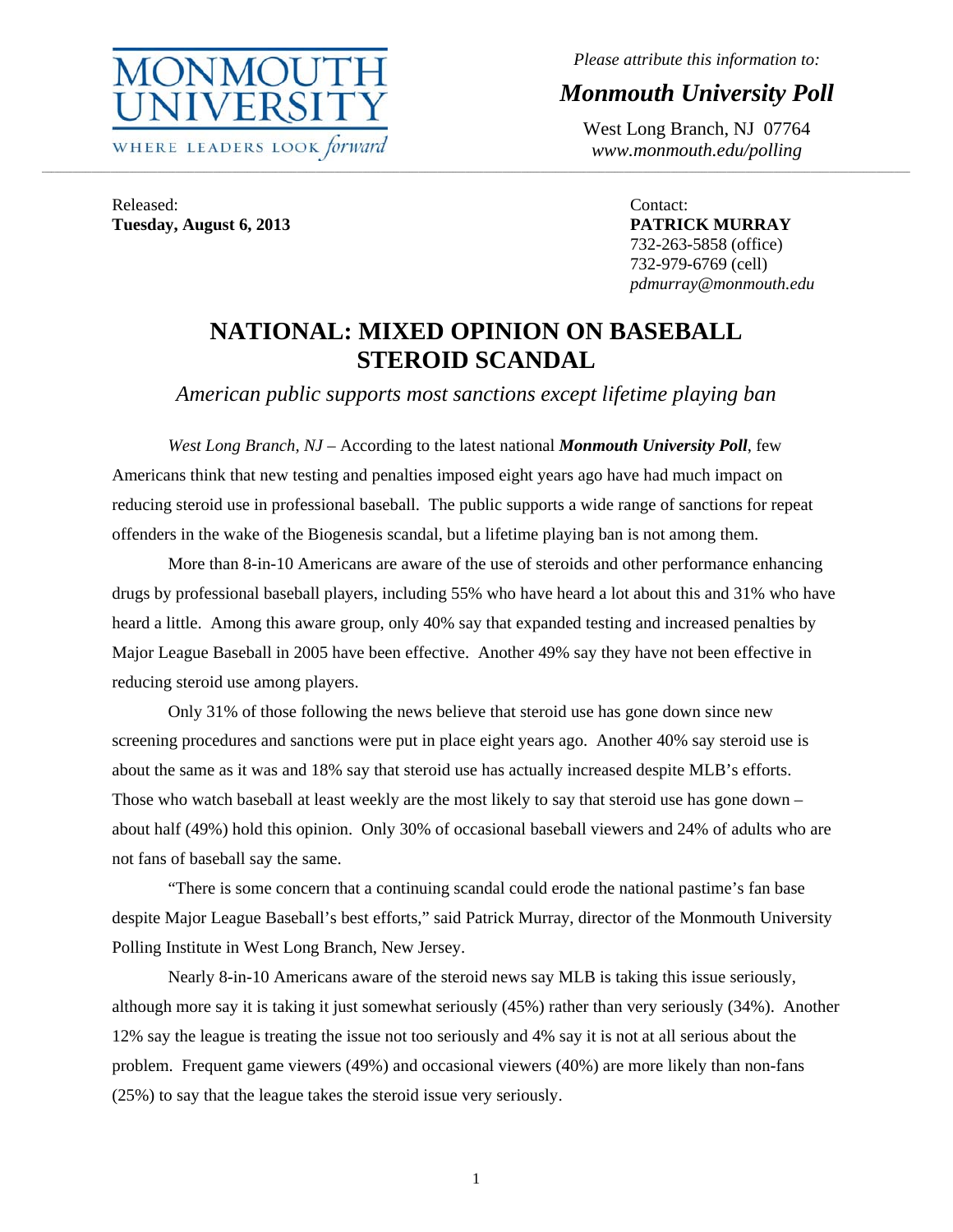MONMOUTH UNIVERSITY

WHERE LEADERS LOOK *forward*

*Please attribute this information to:*

***Monmouth University Poll***

West Long Branch, NJ 07764
*www.monmouth.edu/polling*

Released:
**Tuesday, August 6, 2013**

Contact:
**PATRICK MURRAY**
732-263-5858 (office)
732-979-6769 (cell)
*pdmurray@monmouth.edu*

# NATIONAL: MIXED OPINION ON BASEBALL STEROID SCANDAL

*American public supports most sanctions except lifetime playing ban*

*West Long Branch, NJ* – According to the latest national ***Monmouth University Poll***, few Americans think that new testing and penalties imposed eight years ago have had much impact on reducing steroid use in professional baseball. The public supports a wide range of sanctions for repeat offenders in the wake of the Biogenesis scandal, but a lifetime playing ban is not among them.

More than 8-in-10 Americans are aware of the use of steroids and other performance enhancing drugs by professional baseball players, including 55% who have heard a lot about this and 31% who have heard a little. Among this aware group, only 40% say that expanded testing and increased penalties by Major League Baseball in 2005 have been effective. Another 49% say they have not been effective in reducing steroid use among players.

Only 31% of those following the news believe that steroid use has gone down since new screening procedures and sanctions were put in place eight years ago. Another 40% say steroid use is about the same as it was and 18% say that steroid use has actually increased despite MLB's efforts. Those who watch baseball at least weekly are the most likely to say that steroid use has gone down – about half (49%) hold this opinion. Only 30% of occasional baseball viewers and 24% of adults who are not fans of baseball say the same.

"There is some concern that a continuing scandal could erode the national pastime's fan base despite Major League Baseball's best efforts," said Patrick Murray, director of the Monmouth University Polling Institute in West Long Branch, New Jersey.

Nearly 8-in-10 Americans aware of the steroid news say MLB is taking this issue seriously, although more say it is taking it just somewhat seriously (45%) rather than very seriously (34%). Another 12% say the league is treating the issue not too seriously and 4% say it is not at all serious about the problem. Frequent game viewers (49%) and occasional viewers (40%) are more likely than non-fans (25%) to say that the league takes the steroid issue very seriously.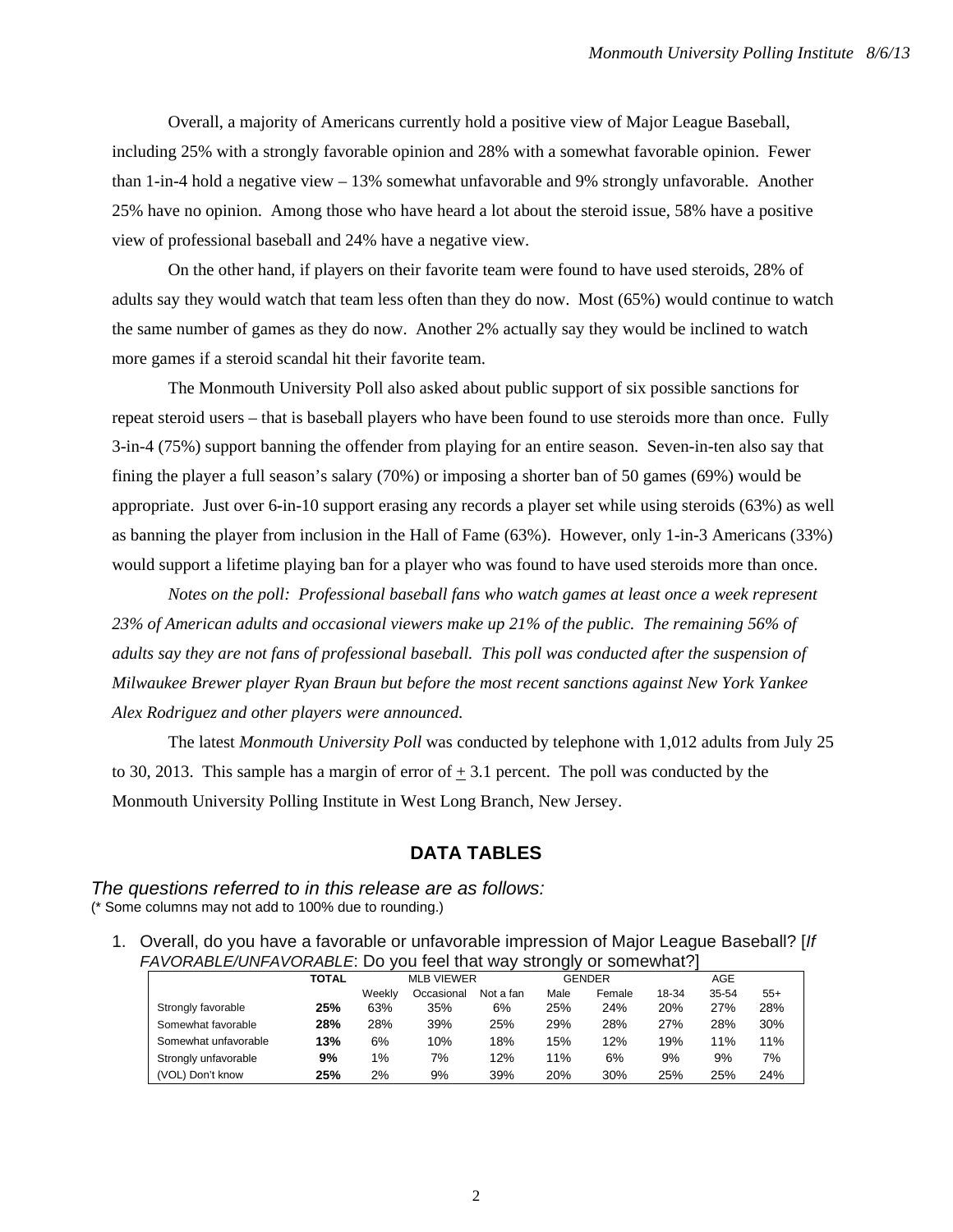Overall, a majority of Americans currently hold a positive view of Major League Baseball, including 25% with a strongly favorable opinion and 28% with a somewhat favorable opinion. Fewer than 1-in-4 hold a negative view – 13% somewhat unfavorable and 9% strongly unfavorable. Another 25% have no opinion. Among those who have heard a lot about the steroid issue, 58% have a positive view of professional baseball and 24% have a negative view.

On the other hand, if players on their favorite team were found to have used steroids, 28% of adults say they would watch that team less often than they do now. Most (65%) would continue to watch the same number of games as they do now. Another 2% actually say they would be inclined to watch more games if a steroid scandal hit their favorite team.

The Monmouth University Poll also asked about public support of six possible sanctions for repeat steroid users – that is baseball players who have been found to use steroids more than once. Fully 3-in-4 (75%) support banning the offender from playing for an entire season. Seven-in-ten also say that fining the player a full season's salary (70%) or imposing a shorter ban of 50 games (69%) would be appropriate. Just over 6-in-10 support erasing any records a player set while using steroids (63%) as well as banning the player from inclusion in the Hall of Fame (63%). However, only 1-in-3 Americans (33%) would support a lifetime playing ban for a player who was found to have used steroids more than once.

*Notes on the poll: Professional baseball fans who watch games at least once a week represent 23% of American adults and occasional viewers make up 21% of the public. The remaining 56% of adults say they are not fans of professional baseball. This poll was conducted after the suspension of Milwaukee Brewer player Ryan Braun but before the most recent sanctions against New York Yankee Alex Rodriguez and other players were announced.*

The latest *Monmouth University Poll* was conducted by telephone with 1,012 adults from July 25 to 30, 2013. This sample has a margin of error of ± 3.1 percent. The poll was conducted by the Monmouth University Polling Institute in West Long Branch, New Jersey.

## DATA TABLES

*The questions referred to in this release are as follows:*
(* Some columns may not add to 100% due to rounding.)

1. Overall, do you have a favorable or unfavorable impression of Major League Baseball? [*If FAVORABLE/UNFAVORABLE*: Do you feel that way strongly or somewhat?]

| | TOTAL | MLB VIEWER | | | GENDER | | AGE | | |
|---|---|---|---|---|---|---|---|---|---|
| | | Weekly | Occasional | Not a fan | Male | Female | 18-34 | 35-54 | 55+ |
| Strongly favorable | **25%** | 63% | 35% | 6% | 25% | 24% | 20% | 27% | 28% |
| Somewhat favorable | **28%** | 28% | 39% | 25% | 29% | 28% | 27% | 28% | 30% |
| Somewhat unfavorable | **13%** | 6% | 10% | 18% | 15% | 12% | 19% | 11% | 11% |
| Strongly unfavorable | **9%** | 1% | 7% | 12% | 11% | 6% | 9% | 9% | 7% |
| (VOL) Don't know | **25%** | 2% | 9% | 39% | 20% | 30% | 25% | 25% | 24% |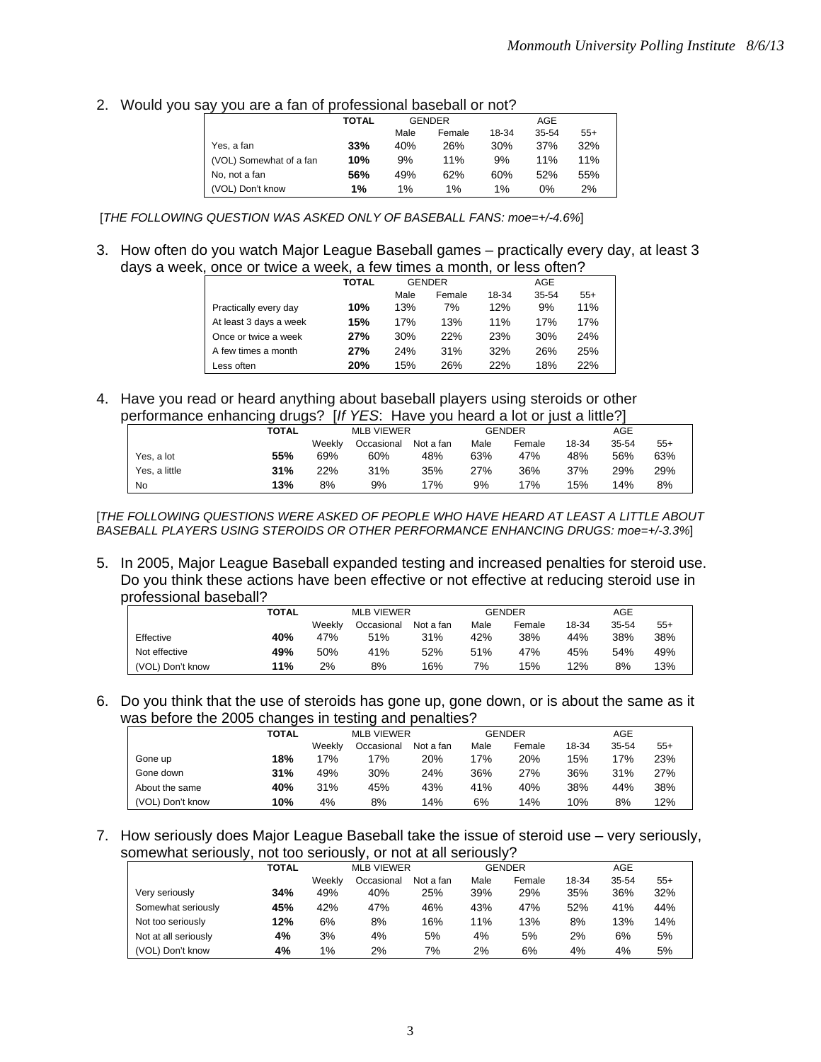2. Would you say you are a fan of professional baseball or not?

| | TOTAL | GENDER | | AGE | | |
|---|---|---|---|---|---|---|
| | | Male | Female | 18-34 | 35-54 | 55+ |
| Yes, a fan | **33%** | 40% | 26% | 30% | 37% | 32% |
| (VOL) Somewhat of a fan | **10%** | 9% | 11% | 9% | 11% | 11% |
| No, not a fan | **56%** | 49% | 62% | 60% | 52% | 55% |
| (VOL) Don't know | **1%** | 1% | 1% | 1% | 0% | 2% |

[*THE FOLLOWING QUESTION WAS ASKED ONLY OF BASEBALL FANS: moe=+/-4.6%*]

3. How often do you watch Major League Baseball games – practically every day, at least 3 days a week, once or twice a week, a few times a month, or less often?

| | TOTAL | GENDER | | AGE | | |
|---|---|---|---|---|---|---|
| | | Male | Female | 18-34 | 35-54 | 55+ |
| Practically every day | **10%** | 13% | 7% | 12% | 9% | 11% |
| At least 3 days a week | **15%** | 17% | 13% | 11% | 17% | 17% |
| Once or twice a week | **27%** | 30% | 22% | 23% | 30% | 24% |
| A few times a month | **27%** | 24% | 31% | 32% | 26% | 25% |
| Less often | **20%** | 15% | 26% | 22% | 18% | 22% |

4. Have you read or heard anything about baseball players using steroids or other performance enhancing drugs? [*If YES*: Have you heard a lot or just a little?]

| | TOTAL | MLB VIEWER | | | GENDER | | AGE | | |
|---|---|---|---|---|---|---|---|---|---|
| | | Weekly | Occasional | Not a fan | Male | Female | 18-34 | 35-54 | 55+ |
| Yes, a lot | **55%** | 69% | 60% | 48% | 63% | 47% | 48% | 56% | 63% |
| Yes, a little | **31%** | 22% | 31% | 35% | 27% | 36% | 37% | 29% | 29% |
| No | **13%** | 8% | 9% | 17% | 9% | 17% | 15% | 14% | 8% |

[*THE FOLLOWING QUESTIONS WERE ASKED OF PEOPLE WHO HAVE HEARD AT LEAST A LITTLE ABOUT BASEBALL PLAYERS USING STEROIDS OR OTHER PERFORMANCE ENHANCING DRUGS: moe=+/-3.3%*]

5. In 2005, Major League Baseball expanded testing and increased penalties for steroid use. Do you think these actions have been effective or not effective at reducing steroid use in professional baseball?

| | TOTAL | MLB VIEWER | | | GENDER | | AGE | | |
|---|---|---|---|---|---|---|---|---|---|
| | | Weekly | Occasional | Not a fan | Male | Female | 18-34 | 35-54 | 55+ |
| Effective | **40%** | 47% | 51% | 31% | 42% | 38% | 44% | 38% | 38% |
| Not effective | **49%** | 50% | 41% | 52% | 51% | 47% | 45% | 54% | 49% |
| (VOL) Don't know | **11%** | 2% | 8% | 16% | 7% | 15% | 12% | 8% | 13% |

6. Do you think that the use of steroids has gone up, gone down, or is about the same as it was before the 2005 changes in testing and penalties?

| | TOTAL | MLB VIEWER | | | GENDER | | AGE | | |
|---|---|---|---|---|---|---|---|---|---|
| | | Weekly | Occasional | Not a fan | Male | Female | 18-34 | 35-54 | 55+ |
| Gone up | **18%** | 17% | 17% | 20% | 17% | 20% | 15% | 17% | 23% |
| Gone down | **31%** | 49% | 30% | 24% | 36% | 27% | 36% | 31% | 27% |
| About the same | **40%** | 31% | 45% | 43% | 41% | 40% | 38% | 44% | 38% |
| (VOL) Don't know | **10%** | 4% | 8% | 14% | 6% | 14% | 10% | 8% | 12% |

7. How seriously does Major League Baseball take the issue of steroid use – very seriously, somewhat seriously, not too seriously, or not at all seriously?

| | TOTAL | MLB VIEWER | | | GENDER | | AGE | | |
|---|---|---|---|---|---|---|---|---|---|
| | | Weekly | Occasional | Not a fan | Male | Female | 18-34 | 35-54 | 55+ |
| Very seriously | **34%** | 49% | 40% | 25% | 39% | 29% | 35% | 36% | 32% |
| Somewhat seriously | **45%** | 42% | 47% | 46% | 43% | 47% | 52% | 41% | 44% |
| Not too seriously | **12%** | 6% | 8% | 16% | 11% | 13% | 8% | 13% | 14% |
| Not at all seriously | **4%** | 3% | 4% | 5% | 4% | 5% | 2% | 6% | 5% |
| (VOL) Don't know | **4%** | 1% | 2% | 7% | 2% | 6% | 4% | 4% | 5% |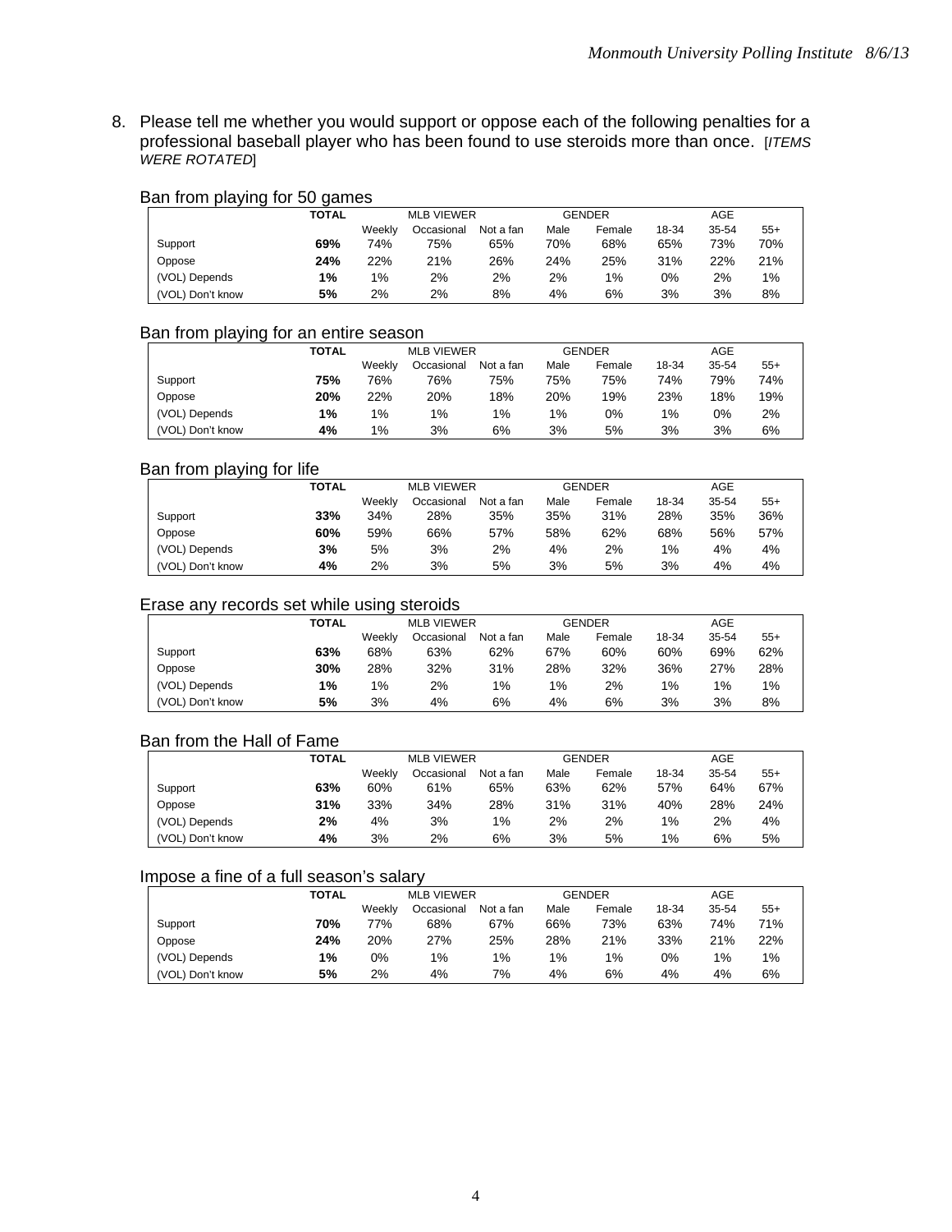8. Please tell me whether you would support or oppose each of the following penalties for a professional baseball player who has been found to use steroids more than once. [*ITEMS WERE ROTATED*]

Ban from playing for 50 games

| | TOTAL | MLB VIEWER | | | GENDER | | AGE | | |
|---|---|---|---|---|---|---|---|---|---|
| | | Weekly | Occasional | Not a fan | Male | Female | 18-34 | 35-54 | 55+ |
| Support | **69%** | 74% | 75% | 65% | 70% | 68% | 65% | 73% | 70% |
| Oppose | **24%** | 22% | 21% | 26% | 24% | 25% | 31% | 22% | 21% |
| (VOL) Depends | **1%** | 1% | 2% | 2% | 2% | 1% | 0% | 2% | 1% |
| (VOL) Don't know | **5%** | 2% | 2% | 8% | 4% | 6% | 3% | 3% | 8% |

Ban from playing for an entire season

| | TOTAL | MLB VIEWER | | | GENDER | | AGE | | |
|---|---|---|---|---|---|---|---|---|---|
| | | Weekly | Occasional | Not a fan | Male | Female | 18-34 | 35-54 | 55+ |
| Support | **75%** | 76% | 76% | 75% | 75% | 75% | 74% | 79% | 74% |
| Oppose | **20%** | 22% | 20% | 18% | 20% | 19% | 23% | 18% | 19% |
| (VOL) Depends | **1%** | 1% | 1% | 1% | 1% | 0% | 1% | 0% | 2% |
| (VOL) Don't know | **4%** | 1% | 3% | 6% | 3% | 5% | 3% | 3% | 6% |

Ban from playing for life

| | TOTAL | MLB VIEWER | | | GENDER | | AGE | | |
|---|---|---|---|---|---|---|---|---|---|
| | | Weekly | Occasional | Not a fan | Male | Female | 18-34 | 35-54 | 55+ |
| Support | **33%** | 34% | 28% | 35% | 35% | 31% | 28% | 35% | 36% |
| Oppose | **60%** | 59% | 66% | 57% | 58% | 62% | 68% | 56% | 57% |
| (VOL) Depends | **3%** | 5% | 3% | 2% | 4% | 2% | 1% | 4% | 4% |
| (VOL) Don't know | **4%** | 2% | 3% | 5% | 3% | 5% | 3% | 4% | 4% |

Erase any records set while using steroids

| | TOTAL | MLB VIEWER | | | GENDER | | AGE | | |
|---|---|---|---|---|---|---|---|---|---|
| | | Weekly | Occasional | Not a fan | Male | Female | 18-34 | 35-54 | 55+ |
| Support | **63%** | 68% | 63% | 62% | 67% | 60% | 60% | 69% | 62% |
| Oppose | **30%** | 28% | 32% | 31% | 28% | 32% | 36% | 27% | 28% |
| (VOL) Depends | **1%** | 1% | 2% | 1% | 1% | 2% | 1% | 1% | 1% |
| (VOL) Don't know | **5%** | 3% | 4% | 6% | 4% | 6% | 3% | 3% | 8% |

Ban from the Hall of Fame

| | TOTAL | MLB VIEWER | | | GENDER | | AGE | | |
|---|---|---|---|---|---|---|---|---|---|
| | | Weekly | Occasional | Not a fan | Male | Female | 18-34 | 35-54 | 55+ |
| Support | **63%** | 60% | 61% | 65% | 63% | 62% | 57% | 64% | 67% |
| Oppose | **31%** | 33% | 34% | 28% | 31% | 31% | 40% | 28% | 24% |
| (VOL) Depends | **2%** | 4% | 3% | 1% | 2% | 2% | 1% | 2% | 4% |
| (VOL) Don't know | **4%** | 3% | 2% | 6% | 3% | 5% | 1% | 6% | 5% |

Impose a fine of a full season's salary

| | TOTAL | MLB VIEWER | | | GENDER | | AGE | | |
|---|---|---|---|---|---|---|---|---|---|
| | | Weekly | Occasional | Not a fan | Male | Female | 18-34 | 35-54 | 55+ |
| Support | **70%** | 77% | 68% | 67% | 66% | 73% | 63% | 74% | 71% |
| Oppose | **24%** | 20% | 27% | 25% | 28% | 21% | 33% | 21% | 22% |
| (VOL) Depends | **1%** | 0% | 1% | 1% | 1% | 1% | 0% | 1% | 1% |
| (VOL) Don't know | **5%** | 2% | 4% | 7% | 4% | 6% | 4% | 4% | 6% |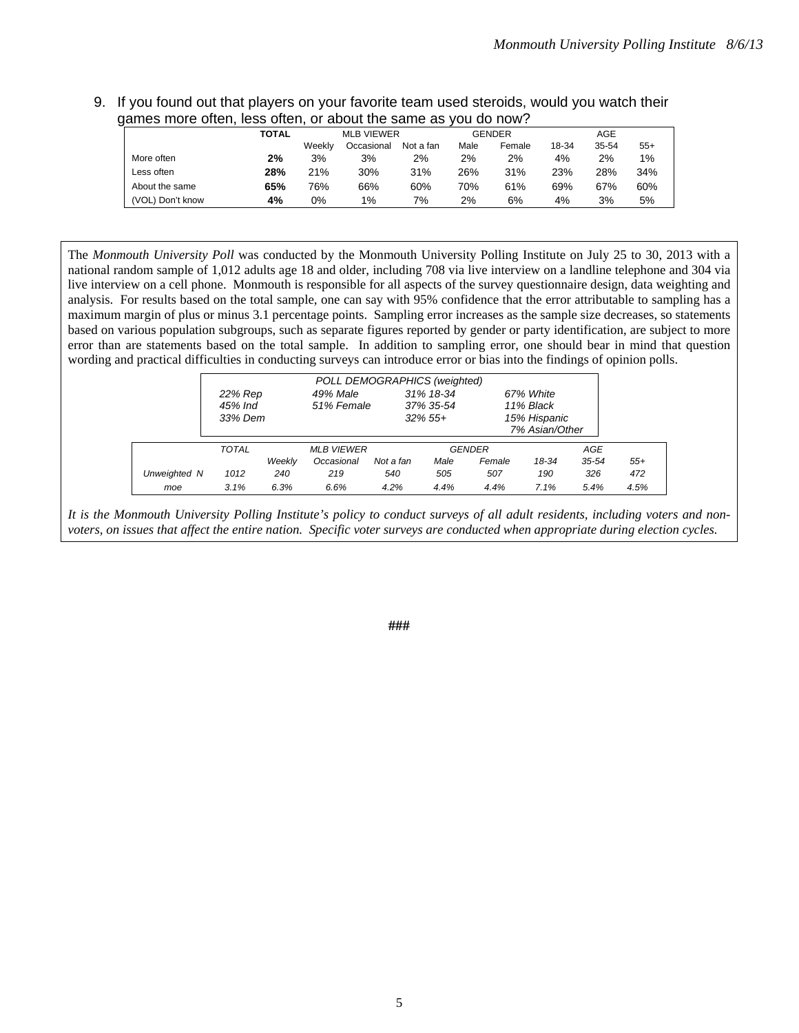9. If you found out that players on your favorite team used steroids, would you watch their games more often, less often, or about the same as you do now?

| | TOTAL | MLB VIEWER | | | GENDER | | AGE | | |
|---|---|---|---|---|---|---|---|---|---|
| | | Weekly | Occasional | Not a fan | Male | Female | 18-34 | 35-54 | 55+ |
| More often | **2%** | 3% | 3% | 2% | 2% | 2% | 4% | 2% | 1% |
| Less often | **28%** | 21% | 30% | 31% | 26% | 31% | 23% | 28% | 34% |
| About the same | **65%** | 76% | 66% | 60% | 70% | 61% | 69% | 67% | 60% |
| (VOL) Don't know | **4%** | 0% | 1% | 7% | 2% | 6% | 4% | 3% | 5% |

The *Monmouth University Poll* was conducted by the Monmouth University Polling Institute on July 25 to 30, 2013 with a national random sample of 1,012 adults age 18 and older, including 708 via live interview on a landline telephone and 304 via live interview on a cell phone. Monmouth is responsible for all aspects of the survey questionnaire design, data weighting and analysis. For results based on the total sample, one can say with 95% confidence that the error attributable to sampling has a maximum margin of plus or minus 3.1 percentage points. Sampling error increases as the sample size decreases, so statements based on various population subgroups, such as separate figures reported by gender or party identification, are subject to more error than are statements based on the total sample. In addition to sampling error, one should bear in mind that question wording and practical difficulties in conducting surveys can introduce error or bias into the findings of opinion polls.

*POLL DEMOGRAPHICS (weighted)*

| | | | |
|---|---|---|---|
| *22% Rep* | *49% Male* | *31% 18-34* | *67% White* |
| *45% Ind* | *51% Female* | *37% 35-54* | *11% Black* |
| *33% Dem* | | *32% 55+* | *15% Hispanic* |
| | | | *7% Asian/Other* |

| | *TOTAL* | *MLB VIEWER* | | | *GENDER* | | *AGE* | | |
|---|---|---|---|---|---|---|---|---|---|
| | | *Weekly* | *Occasional* | *Not a fan* | *Male* | *Female* | *18-34* | *35-54* | *55+* |
| *Unweighted N* | *1012* | *240* | *219* | *540* | *505* | *507* | *190* | *326* | *472* |
| *moe* | *3.1%* | *6.3%* | *6.6%* | *4.2%* | *4.4%* | *4.4%* | *7.1%* | *5.4%* | *4.5%* |

*It is the Monmouth University Polling Institute's policy to conduct surveys of all adult residents, including voters and non-voters, on issues that affect the entire nation. Specific voter surveys are conducted when appropriate during election cycles.*

###